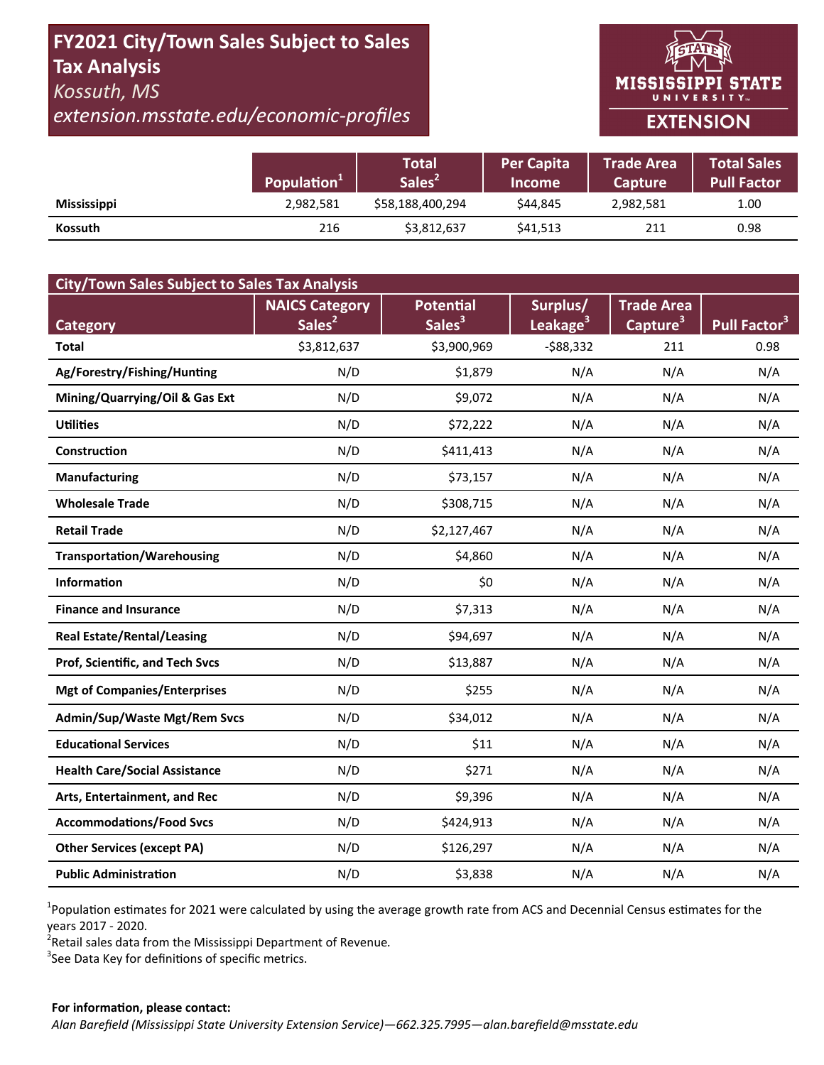# FY2021 City/Town Sales Subject to Sales Tax Analysis

*Kossuth, MS*

*extension.msstate.edu/economic-profiles*

MISSISSIPPI STATE UNIVERSITY EXTENSION

| | Population[1] | Total Sales[2] | Per Capita Income | Trade Area Capture | Total Sales Pull Factor |
|---|---|---|---|---|---|
| **Mississippi** | 2,982,581 | $58,188,400,294 | $44,845 | 2,982,581 | 1.00 |
| **Kossuth** | 216 | $3,812,637 | $41,513 | 211 | 0.98 |

| City/Town Sales Subject to Sales Tax Analysis | | | | | |
|---|---|---|---|---|---|
| **Category** | **NAICS Category Sales[2]** | **Potential Sales[3]** | **Surplus/ Leakage[3]** | **Trade Area Capture[3]** | **Pull Factor[3]** |
| **Total** | $3,812,637 | $3,900,969 | -$88,332 | 211 | 0.98 |
| **Ag/Forestry/Fishing/Hunting** | N/D | $1,879 | N/A | N/A | N/A |
| **Mining/Quarrying/Oil & Gas Ext** | N/D | $9,072 | N/A | N/A | N/A |
| **Utilities** | N/D | $72,222 | N/A | N/A | N/A |
| **Construction** | N/D | $411,413 | N/A | N/A | N/A |
| **Manufacturing** | N/D | $73,157 | N/A | N/A | N/A |
| **Wholesale Trade** | N/D | $308,715 | N/A | N/A | N/A |
| **Retail Trade** | N/D | $2,127,467 | N/A | N/A | N/A |
| **Transportation/Warehousing** | N/D | $4,860 | N/A | N/A | N/A |
| **Information** | N/D | $0 | N/A | N/A | N/A |
| **Finance and Insurance** | N/D | $7,313 | N/A | N/A | N/A |
| **Real Estate/Rental/Leasing** | N/D | $94,697 | N/A | N/A | N/A |
| **Prof, Scientific, and Tech Svcs** | N/D | $13,887 | N/A | N/A | N/A |
| **Mgt of Companies/Enterprises** | N/D | $255 | N/A | N/A | N/A |
| **Admin/Sup/Waste Mgt/Rem Svcs** | N/D | $34,012 | N/A | N/A | N/A |
| **Educational Services** | N/D | $11 | N/A | N/A | N/A |
| **Health Care/Social Assistance** | N/D | $271 | N/A | N/A | N/A |
| **Arts, Entertainment, and Rec** | N/D | $9,396 | N/A | N/A | N/A |
| **Accommodations/Food Svcs** | N/D | $424,913 | N/A | N/A | N/A |
| **Other Services (except PA)** | N/D | $126,297 | N/A | N/A | N/A |
| **Public Administration** | N/D | $3,838 | N/A | N/A | N/A |

[1]Population estimates for 2021 were calculated by using the average growth rate from ACS and Decennial Census estimates for the years 2017 - 2020.
[2]Retail sales data from the Mississippi Department of Revenue.
[3]See Data Key for definitions of specific metrics.

**For information, please contact:**
*Alan Barefield (Mississippi State University Extension Service)—662.325.7995—alan.barefield@msstate.edu*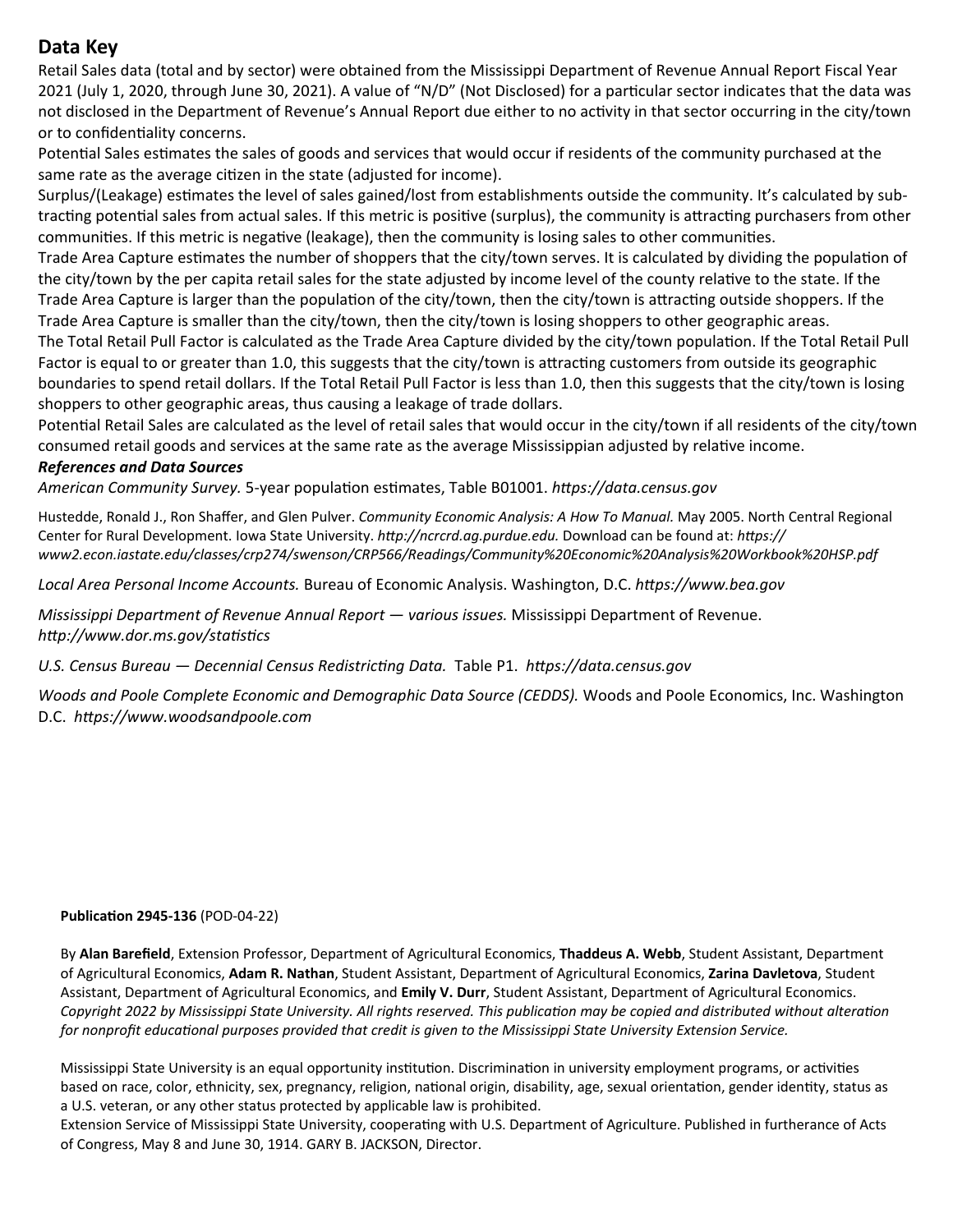## Data Key

Retail Sales data (total and by sector) were obtained from the Mississippi Department of Revenue Annual Report Fiscal Year 2021 (July 1, 2020, through June 30, 2021). A value of "N/D" (Not Disclosed) for a particular sector indicates that the data was not disclosed in the Department of Revenue's Annual Report due either to no activity in that sector occurring in the city/town or to confidentiality concerns.

Potential Sales estimates the sales of goods and services that would occur if residents of the community purchased at the same rate as the average citizen in the state (adjusted for income).

Surplus/(Leakage) estimates the level of sales gained/lost from establishments outside the community. It's calculated by subtracting potential sales from actual sales. If this metric is positive (surplus), the community is attracting purchasers from other communities. If this metric is negative (leakage), then the community is losing sales to other communities.

Trade Area Capture estimates the number of shoppers that the city/town serves. It is calculated by dividing the population of the city/town by the per capita retail sales for the state adjusted by income level of the county relative to the state. If the Trade Area Capture is larger than the population of the city/town, then the city/town is attracting outside shoppers. If the Trade Area Capture is smaller than the city/town, then the city/town is losing shoppers to other geographic areas.

The Total Retail Pull Factor is calculated as the Trade Area Capture divided by the city/town population. If the Total Retail Pull Factor is equal to or greater than 1.0, this suggests that the city/town is attracting customers from outside its geographic boundaries to spend retail dollars. If the Total Retail Pull Factor is less than 1.0, then this suggests that the city/town is losing shoppers to other geographic areas, thus causing a leakage of trade dollars.

Potential Retail Sales are calculated as the level of retail sales that would occur in the city/town if all residents of the city/town consumed retail goods and services at the same rate as the average Mississippian adjusted by relative income.

### *References and Data Sources*

*American Community Survey.* 5-year population estimates, Table B01001. *https://data.census.gov*

Hustedde, Ronald J., Ron Shaffer, and Glen Pulver. *Community Economic Analysis: A How To Manual.* May 2005. North Central Regional Center for Rural Development. Iowa State University. *http://ncrcrd.ag.purdue.edu.* Download can be found at: *https://www2.econ.iastate.edu/classes/crp274/swenson/CRP566/Readings/Community%20Economic%20Analysis%20Workbook%20HSP.pdf*

*Local Area Personal Income Accounts.* Bureau of Economic Analysis. Washington, D.C. *https://www.bea.gov*

*Mississippi Department of Revenue Annual Report — various issues.* Mississippi Department of Revenue. *http://www.dor.ms.gov/statistics*

*U.S. Census Bureau — Decennial Census Redistricting Data.* Table P1. *https://data.census.gov*

*Woods and Poole Complete Economic and Demographic Data Source (CEDDS).* Woods and Poole Economics, Inc. Washington D.C. *https://www.woodsandpoole.com*

**Publication 2945-136** (POD-04-22)

By **Alan Barefield**, Extension Professor, Department of Agricultural Economics, **Thaddeus A. Webb**, Student Assistant, Department of Agricultural Economics, **Adam R. Nathan**, Student Assistant, Department of Agricultural Economics, **Zarina Davletova**, Student Assistant, Department of Agricultural Economics, and **Emily V. Durr**, Student Assistant, Department of Agricultural Economics. *Copyright 2022 by Mississippi State University. All rights reserved. This publication may be copied and distributed without alteration for nonprofit educational purposes provided that credit is given to the Mississippi State University Extension Service.*

Mississippi State University is an equal opportunity institution. Discrimination in university employment programs, or activities based on race, color, ethnicity, sex, pregnancy, religion, national origin, disability, age, sexual orientation, gender identity, status as a U.S. veteran, or any other status protected by applicable law is prohibited.

Extension Service of Mississippi State University, cooperating with U.S. Department of Agriculture. Published in furtherance of Acts of Congress, May 8 and June 30, 1914. GARY B. JACKSON, Director.